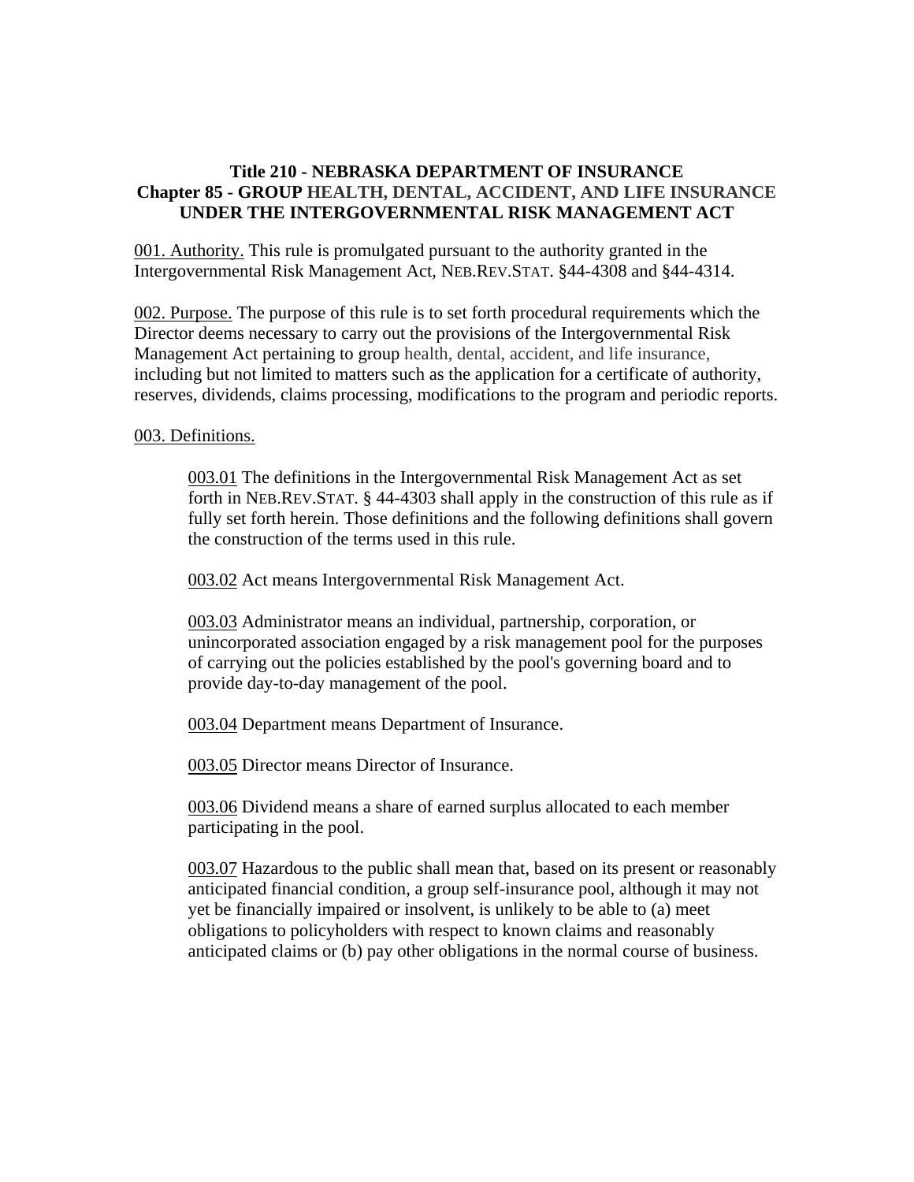**Title 210 - NEBRASKA DEPARTMENT OF INSURANCE**
**Chapter 85 - GROUP HEALTH, DENTAL, ACCIDENT, AND LIFE INSURANCE UNDER THE INTERGOVERNMENTAL RISK MANAGEMENT ACT**

001. Authority. This rule is promulgated pursuant to the authority granted in the Intergovernmental Risk Management Act, NEB.REV.STAT. §44-4308 and §44-4314.

002. Purpose. The purpose of this rule is to set forth procedural requirements which the Director deems necessary to carry out the provisions of the Intergovernmental Risk Management Act pertaining to group health, dental, accident, and life insurance, including but not limited to matters such as the application for a certificate of authority, reserves, dividends, claims processing, modifications to the program and periodic reports.

003. Definitions.

003.01 The definitions in the Intergovernmental Risk Management Act as set forth in NEB.REV.STAT. § 44-4303 shall apply in the construction of this rule as if fully set forth herein. Those definitions and the following definitions shall govern the construction of the terms used in this rule.

003.02 Act means Intergovernmental Risk Management Act.

003.03 Administrator means an individual, partnership, corporation, or unincorporated association engaged by a risk management pool for the purposes of carrying out the policies established by the pool's governing board and to provide day-to-day management of the pool.

003.04 Department means Department of Insurance.

003.05 Director means Director of Insurance.

003.06 Dividend means a share of earned surplus allocated to each member participating in the pool.

003.07 Hazardous to the public shall mean that, based on its present or reasonably anticipated financial condition, a group self-insurance pool, although it may not yet be financially impaired or insolvent, is unlikely to be able to (a) meet obligations to policyholders with respect to known claims and reasonably anticipated claims or (b) pay other obligations in the normal course of business.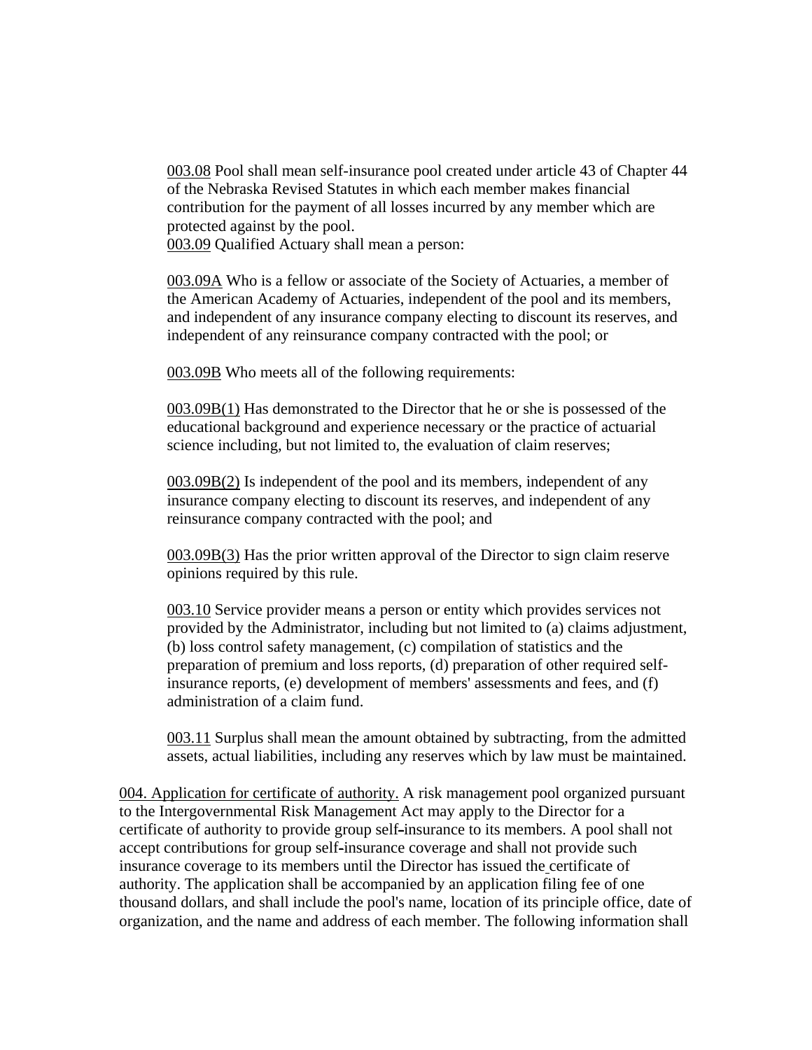003.08 Pool shall mean self-insurance pool created under article 43 of Chapter 44 of the Nebraska Revised Statutes in which each member makes financial contribution for the payment of all losses incurred by any member which are protected against by the pool.

003.09 Qualified Actuary shall mean a person:

003.09A Who is a fellow or associate of the Society of Actuaries, a member of the American Academy of Actuaries, independent of the pool and its members, and independent of any insurance company electing to discount its reserves, and independent of any reinsurance company contracted with the pool; or

003.09B Who meets all of the following requirements:

003.09B(1) Has demonstrated to the Director that he or she is possessed of the educational background and experience necessary or the practice of actuarial science including, but not limited to, the evaluation of claim reserves;

003.09B(2) Is independent of the pool and its members, independent of any insurance company electing to discount its reserves, and independent of any reinsurance company contracted with the pool; and

003.09B(3) Has the prior written approval of the Director to sign claim reserve opinions required by this rule.

003.10 Service provider means a person or entity which provides services not provided by the Administrator, including but not limited to (a) claims adjustment, (b) loss control safety management, (c) compilation of statistics and the preparation of premium and loss reports, (d) preparation of other required self-insurance reports, (e) development of members' assessments and fees, and (f) administration of a claim fund.

003.11 Surplus shall mean the amount obtained by subtracting, from the admitted assets, actual liabilities, including any reserves which by law must be maintained.

004. Application for certificate of authority. A risk management pool organized pursuant to the Intergovernmental Risk Management Act may apply to the Director for a certificate of authority to provide group self-insurance to its members. A pool shall not accept contributions for group self-insurance coverage and shall not provide such insurance coverage to its members until the Director has issued the certificate of authority. The application shall be accompanied by an application filing fee of one thousand dollars, and shall include the pool's name, location of its principle office, date of organization, and the name and address of each member. The following information shall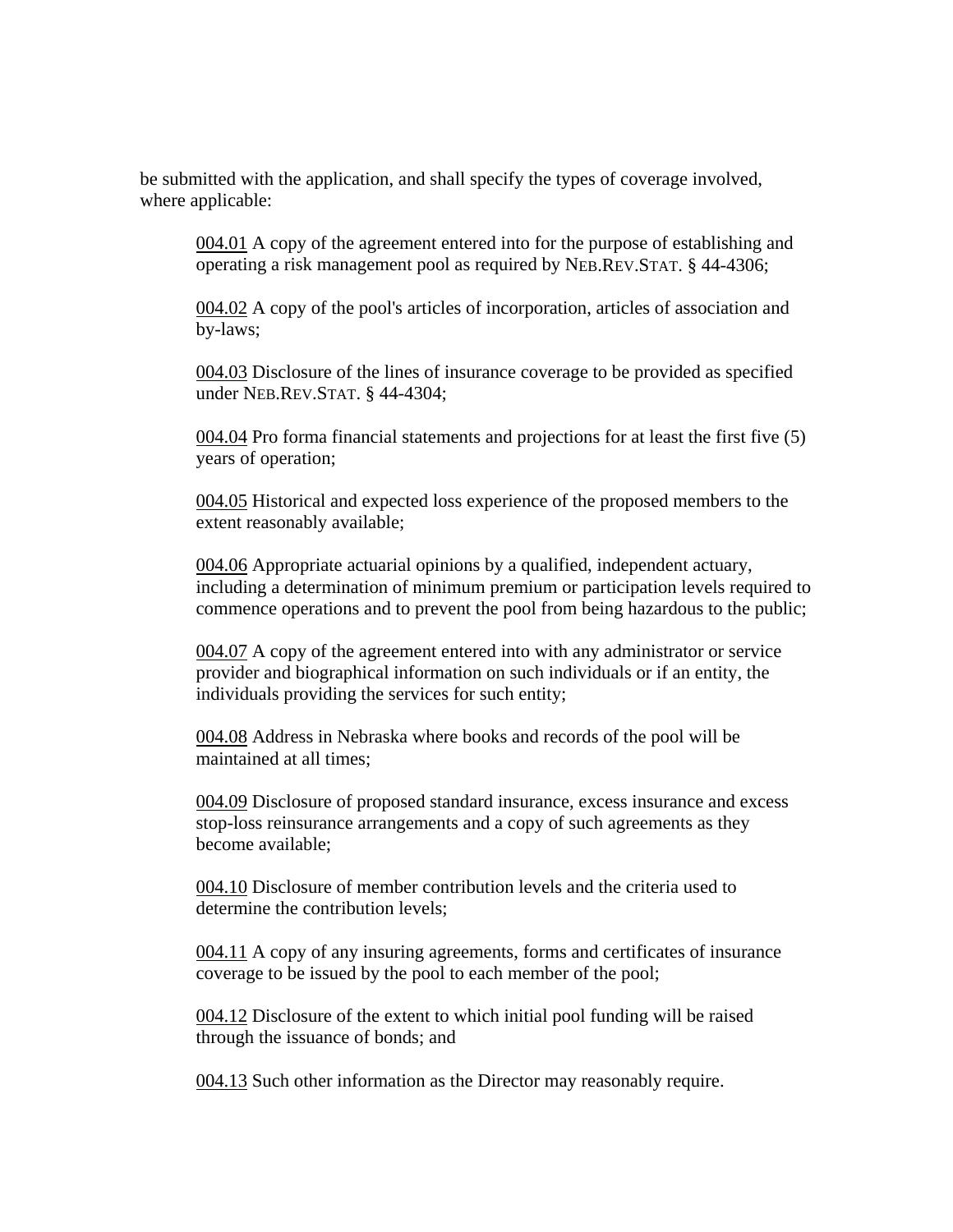be submitted with the application, and shall specify the types of coverage involved, where applicable:

004.01 A copy of the agreement entered into for the purpose of establishing and operating a risk management pool as required by NEB.REV.STAT. § 44-4306;

004.02 A copy of the pool's articles of incorporation, articles of association and by-laws;

004.03 Disclosure of the lines of insurance coverage to be provided as specified under NEB.REV.STAT. § 44-4304;

004.04 Pro forma financial statements and projections for at least the first five (5) years of operation;

004.05 Historical and expected loss experience of the proposed members to the extent reasonably available;

004.06 Appropriate actuarial opinions by a qualified, independent actuary, including a determination of minimum premium or participation levels required to commence operations and to prevent the pool from being hazardous to the public;

004.07 A copy of the agreement entered into with any administrator or service provider and biographical information on such individuals or if an entity, the individuals providing the services for such entity;

004.08 Address in Nebraska where books and records of the pool will be maintained at all times;

004.09 Disclosure of proposed standard insurance, excess insurance and excess stop-loss reinsurance arrangements and a copy of such agreements as they become available;

004.10 Disclosure of member contribution levels and the criteria used to determine the contribution levels;

004.11 A copy of any insuring agreements, forms and certificates of insurance coverage to be issued by the pool to each member of the pool;

004.12 Disclosure of the extent to which initial pool funding will be raised through the issuance of bonds; and

004.13 Such other information as the Director may reasonably require.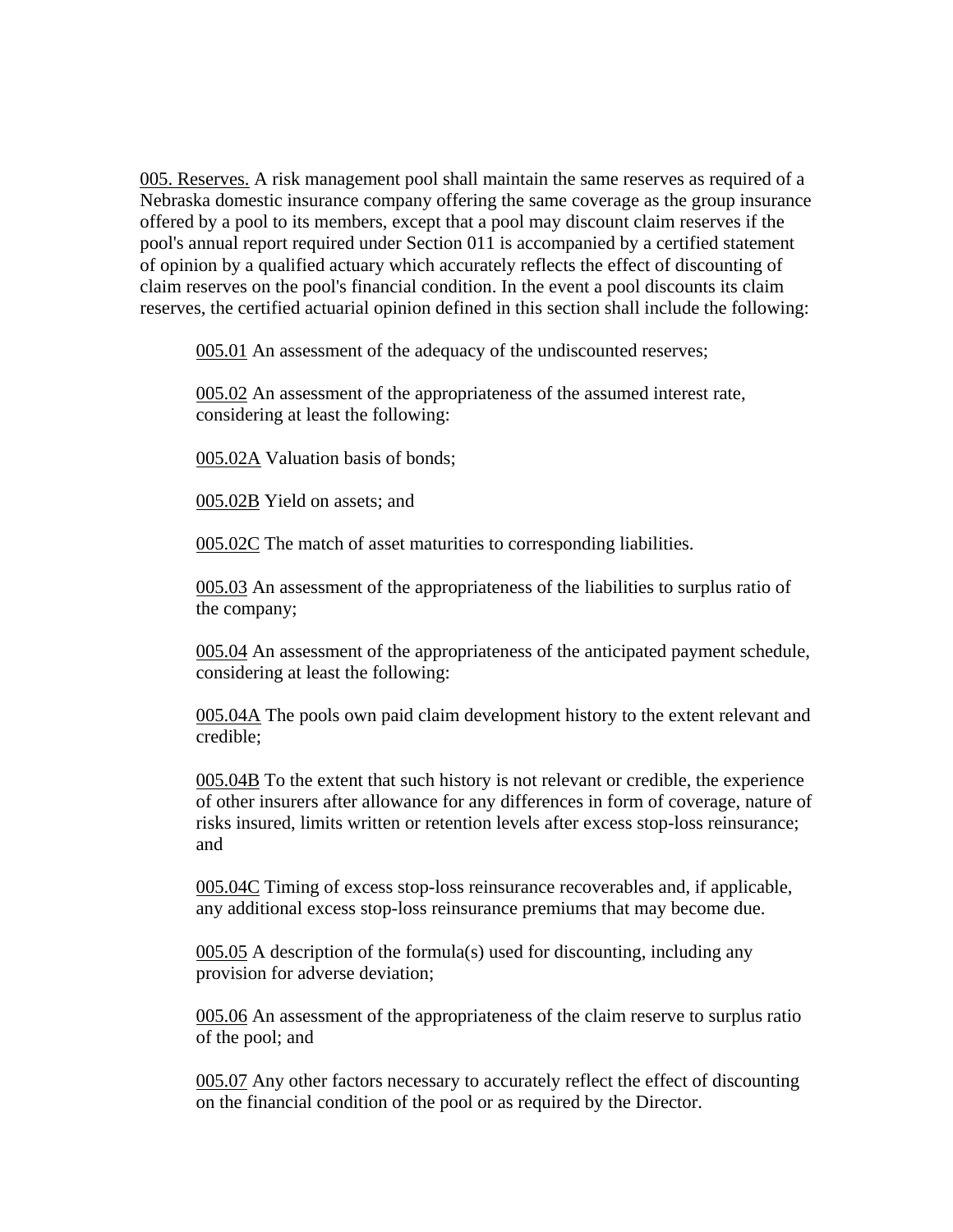005. Reserves. A risk management pool shall maintain the same reserves as required of a Nebraska domestic insurance company offering the same coverage as the group insurance offered by a pool to its members, except that a pool may discount claim reserves if the pool's annual report required under Section 011 is accompanied by a certified statement of opinion by a qualified actuary which accurately reflects the effect of discounting of claim reserves on the pool's financial condition. In the event a pool discounts its claim reserves, the certified actuarial opinion defined in this section shall include the following:

005.01 An assessment of the adequacy of the undiscounted reserves;

005.02 An assessment of the appropriateness of the assumed interest rate, considering at least the following:

005.02A Valuation basis of bonds;

005.02B Yield on assets; and

005.02C The match of asset maturities to corresponding liabilities.

005.03 An assessment of the appropriateness of the liabilities to surplus ratio of the company;

005.04 An assessment of the appropriateness of the anticipated payment schedule, considering at least the following:

005.04A The pools own paid claim development history to the extent relevant and credible;

005.04B To the extent that such history is not relevant or credible, the experience of other insurers after allowance for any differences in form of coverage, nature of risks insured, limits written or retention levels after excess stop-loss reinsurance; and

005.04C Timing of excess stop-loss reinsurance recoverables and, if applicable, any additional excess stop-loss reinsurance premiums that may become due.

005.05 A description of the formula(s) used for discounting, including any provision for adverse deviation;

005.06 An assessment of the appropriateness of the claim reserve to surplus ratio of the pool; and

005.07 Any other factors necessary to accurately reflect the effect of discounting on the financial condition of the pool or as required by the Director.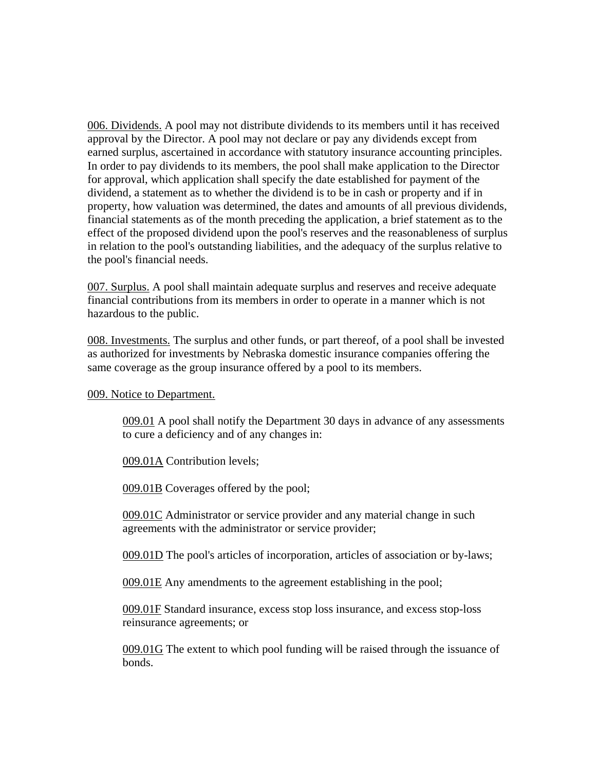006. Dividends. A pool may not distribute dividends to its members until it has received approval by the Director. A pool may not declare or pay any dividends except from earned surplus, ascertained in accordance with statutory insurance accounting principles. In order to pay dividends to its members, the pool shall make application to the Director for approval, which application shall specify the date established for payment of the dividend, a statement as to whether the dividend is to be in cash or property and if in property, how valuation was determined, the dates and amounts of all previous dividends, financial statements as of the month preceding the application, a brief statement as to the effect of the proposed dividend upon the pool's reserves and the reasonableness of surplus in relation to the pool's outstanding liabilities, and the adequacy of the surplus relative to the pool's financial needs.

007. Surplus. A pool shall maintain adequate surplus and reserves and receive adequate financial contributions from its members in order to operate in a manner which is not hazardous to the public.

008. Investments. The surplus and other funds, or part thereof, of a pool shall be invested as authorized for investments by Nebraska domestic insurance companies offering the same coverage as the group insurance offered by a pool to its members.

009. Notice to Department.

009.01 A pool shall notify the Department 30 days in advance of any assessments to cure a deficiency and of any changes in:

009.01A Contribution levels;

009.01B Coverages offered by the pool;

009.01C Administrator or service provider and any material change in such agreements with the administrator or service provider;

009.01D The pool's articles of incorporation, articles of association or by-laws;

009.01E Any amendments to the agreement establishing in the pool;

009.01F Standard insurance, excess stop loss insurance, and excess stop-loss reinsurance agreements; or

009.01G The extent to which pool funding will be raised through the issuance of bonds.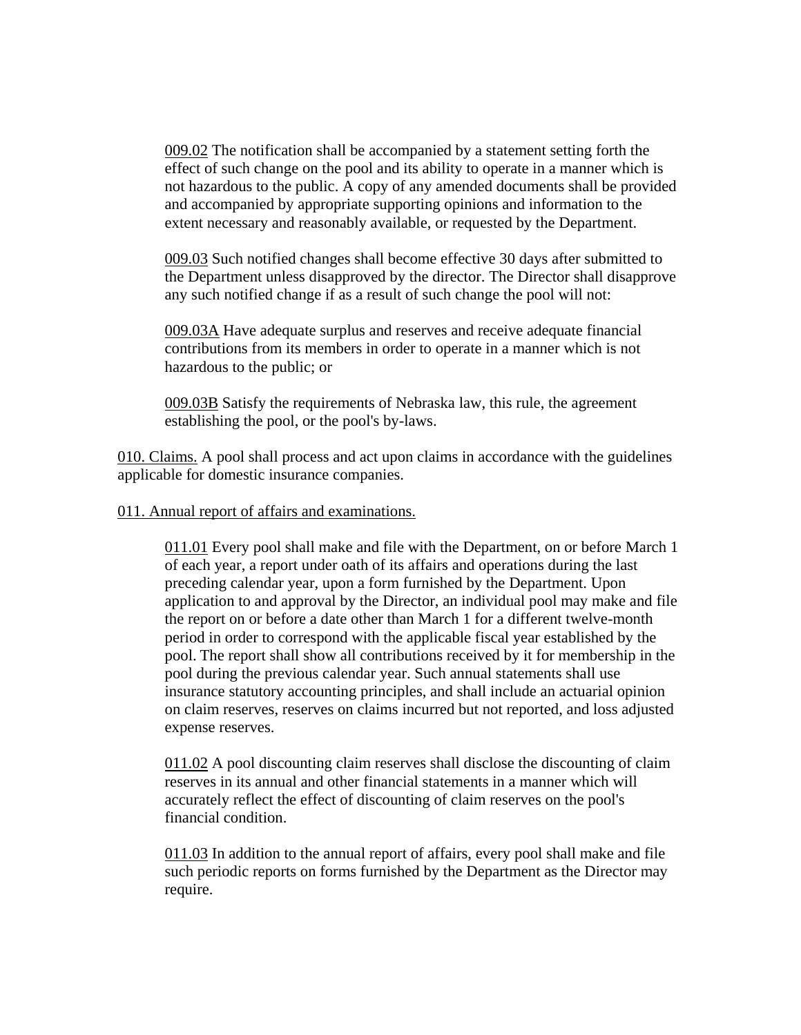009.02 The notification shall be accompanied by a statement setting forth the effect of such change on the pool and its ability to operate in a manner which is not hazardous to the public. A copy of any amended documents shall be provided and accompanied by appropriate supporting opinions and information to the extent necessary and reasonably available, or requested by the Department.

009.03 Such notified changes shall become effective 30 days after submitted to the Department unless disapproved by the director. The Director shall disapprove any such notified change if as a result of such change the pool will not:

009.03A Have adequate surplus and reserves and receive adequate financial contributions from its members in order to operate in a manner which is not hazardous to the public; or

009.03B Satisfy the requirements of Nebraska law, this rule, the agreement establishing the pool, or the pool's by-laws.

010. Claims. A pool shall process and act upon claims in accordance with the guidelines applicable for domestic insurance companies.

011. Annual report of affairs and examinations.

011.01 Every pool shall make and file with the Department, on or before March 1 of each year, a report under oath of its affairs and operations during the last preceding calendar year, upon a form furnished by the Department. Upon application to and approval by the Director, an individual pool may make and file the report on or before a date other than March 1 for a different twelve-month period in order to correspond with the applicable fiscal year established by the pool. The report shall show all contributions received by it for membership in the pool during the previous calendar year. Such annual statements shall use insurance statutory accounting principles, and shall include an actuarial opinion on claim reserves, reserves on claims incurred but not reported, and loss adjusted expense reserves.

011.02 A pool discounting claim reserves shall disclose the discounting of claim reserves in its annual and other financial statements in a manner which will accurately reflect the effect of discounting of claim reserves on the pool's financial condition.

011.03 In addition to the annual report of affairs, every pool shall make and file such periodic reports on forms furnished by the Department as the Director may require.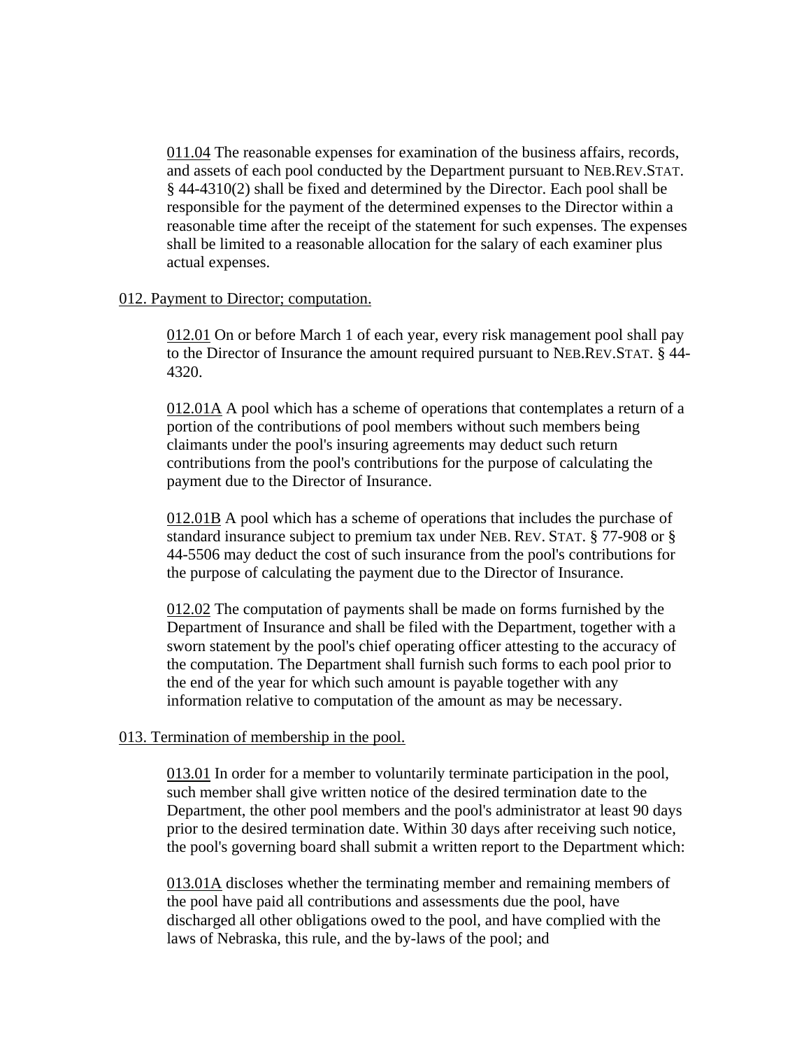011.04 The reasonable expenses for examination of the business affairs, records, and assets of each pool conducted by the Department pursuant to NEB.REV.STAT. § 44-4310(2) shall be fixed and determined by the Director. Each pool shall be responsible for the payment of the determined expenses to the Director within a reasonable time after the receipt of the statement for such expenses. The expenses shall be limited to a reasonable allocation for the salary of each examiner plus actual expenses.

012. Payment to Director; computation.

012.01 On or before March 1 of each year, every risk management pool shall pay to the Director of Insurance the amount required pursuant to NEB.REV.STAT. § 44-4320.

012.01A A pool which has a scheme of operations that contemplates a return of a portion of the contributions of pool members without such members being claimants under the pool's insuring agreements may deduct such return contributions from the pool's contributions for the purpose of calculating the payment due to the Director of Insurance.

012.01B A pool which has a scheme of operations that includes the purchase of standard insurance subject to premium tax under NEB. REV. STAT. § 77-908 or § 44-5506 may deduct the cost of such insurance from the pool's contributions for the purpose of calculating the payment due to the Director of Insurance.

012.02 The computation of payments shall be made on forms furnished by the Department of Insurance and shall be filed with the Department, together with a sworn statement by the pool's chief operating officer attesting to the accuracy of the computation. The Department shall furnish such forms to each pool prior to the end of the year for which such amount is payable together with any information relative to computation of the amount as may be necessary.

013. Termination of membership in the pool.

013.01 In order for a member to voluntarily terminate participation in the pool, such member shall give written notice of the desired termination date to the Department, the other pool members and the pool's administrator at least 90 days prior to the desired termination date. Within 30 days after receiving such notice, the pool's governing board shall submit a written report to the Department which:

013.01A discloses whether the terminating member and remaining members of the pool have paid all contributions and assessments due the pool, have discharged all other obligations owed to the pool, and have complied with the laws of Nebraska, this rule, and the by-laws of the pool; and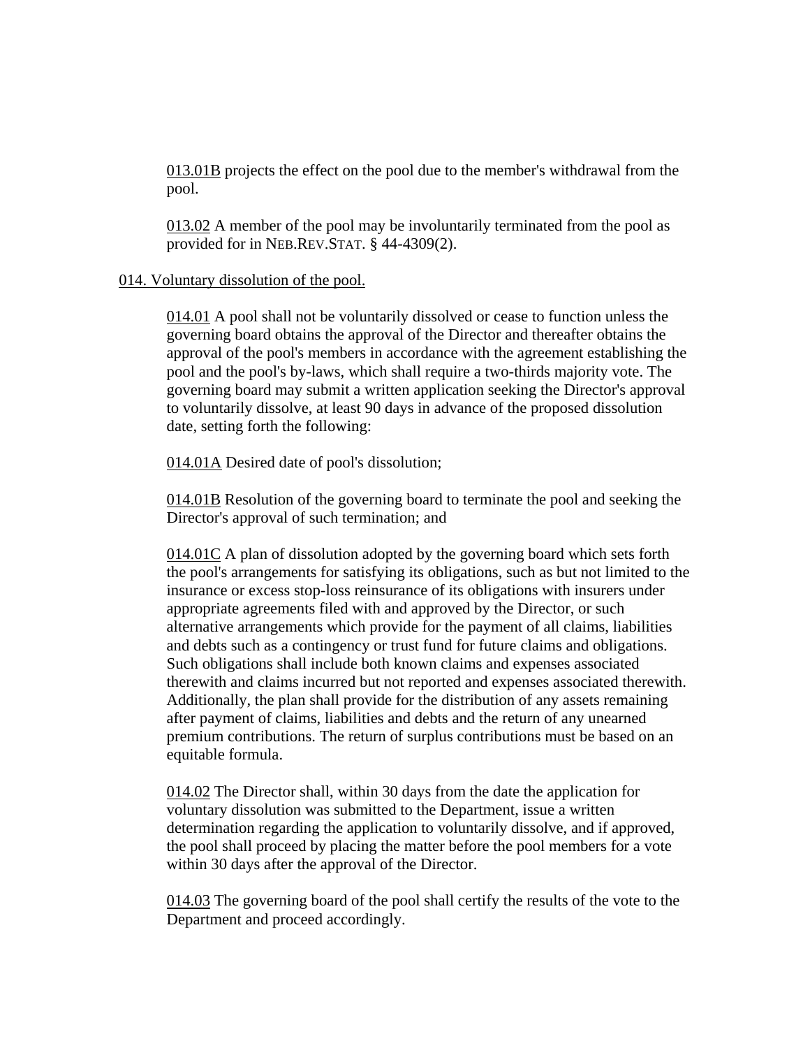013.01B projects the effect on the pool due to the member's withdrawal from the pool.

013.02 A member of the pool may be involuntarily terminated from the pool as provided for in NEB.REV.STAT. § 44-4309(2).

## 014. Voluntary dissolution of the pool.

014.01 A pool shall not be voluntarily dissolved or cease to function unless the governing board obtains the approval of the Director and thereafter obtains the approval of the pool's members in accordance with the agreement establishing the pool and the pool's by-laws, which shall require a two-thirds majority vote. The governing board may submit a written application seeking the Director's approval to voluntarily dissolve, at least 90 days in advance of the proposed dissolution date, setting forth the following:

014.01A Desired date of pool's dissolution;

014.01B Resolution of the governing board to terminate the pool and seeking the Director's approval of such termination; and

014.01C A plan of dissolution adopted by the governing board which sets forth the pool's arrangements for satisfying its obligations, such as but not limited to the insurance or excess stop-loss reinsurance of its obligations with insurers under appropriate agreements filed with and approved by the Director, or such alternative arrangements which provide for the payment of all claims, liabilities and debts such as a contingency or trust fund for future claims and obligations. Such obligations shall include both known claims and expenses associated therewith and claims incurred but not reported and expenses associated therewith. Additionally, the plan shall provide for the distribution of any assets remaining after payment of claims, liabilities and debts and the return of any unearned premium contributions. The return of surplus contributions must be based on an equitable formula.

014.02 The Director shall, within 30 days from the date the application for voluntary dissolution was submitted to the Department, issue a written determination regarding the application to voluntarily dissolve, and if approved, the pool shall proceed by placing the matter before the pool members for a vote within 30 days after the approval of the Director.

014.03 The governing board of the pool shall certify the results of the vote to the Department and proceed accordingly.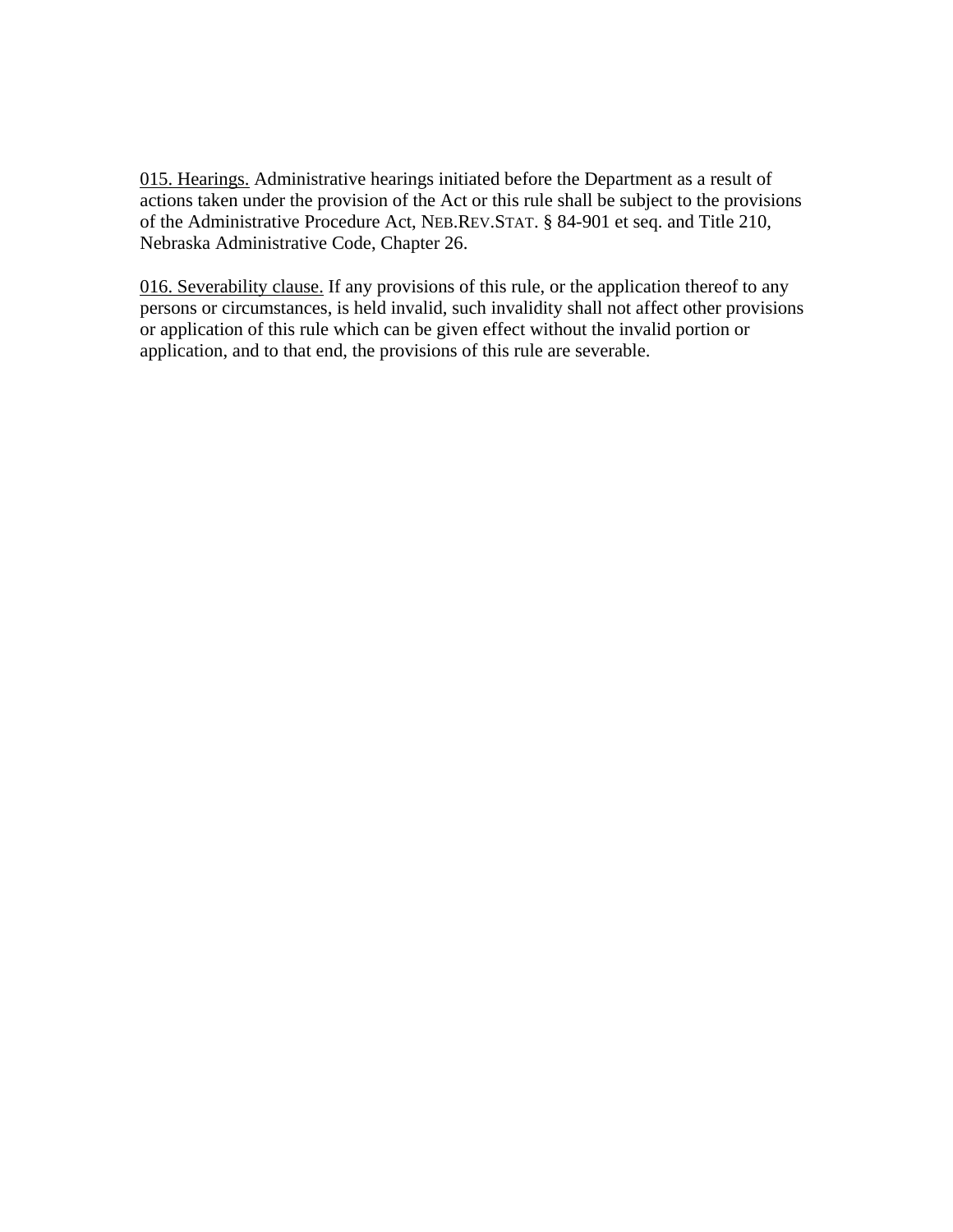<u>015. Hearings.</u> Administrative hearings initiated before the Department as a result of actions taken under the provision of the Act or this rule shall be subject to the provisions of the Administrative Procedure Act, NEB.REV.STAT. § 84-901 et seq. and Title 210, Nebraska Administrative Code, Chapter 26.

<u>016. Severability clause.</u> If any provisions of this rule, or the application thereof to any persons or circumstances, is held invalid, such invalidity shall not affect other provisions or application of this rule which can be given effect without the invalid portion or application, and to that end, the provisions of this rule are severable.